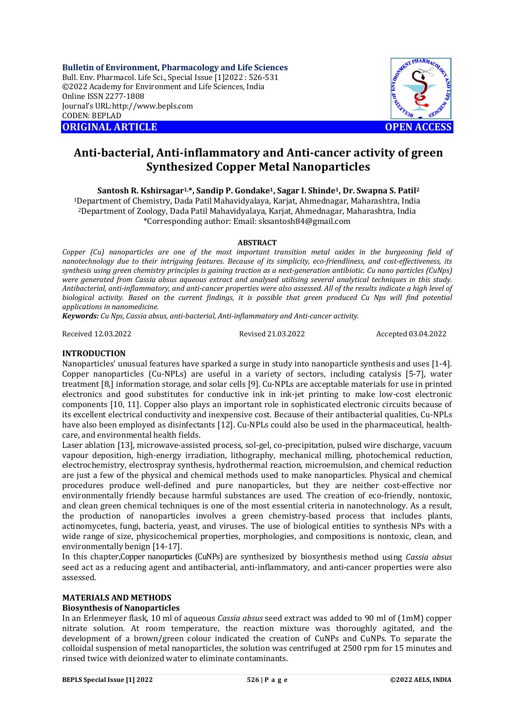Bulletin of Environment, Pharmacology and Life Sciences
Bull. Env. Pharmacol. Life Sci., Special Issue [1]2022 : 526-531
©2022 Academy for Environment and Life Sciences, India
Online ISSN 2277-1808
Journal's URL:http://www.bepls.com
CODEN: BEPLAD

**ORIGINAL ARTICLE** **OPEN ACCESS**

# Anti-bacterial, Anti-inflammatory and Anti-cancer activity of green Synthesized Copper Metal Nanoparticles

**Santosh R. Kshirsagar[1,*], Sandip P. Gondake[1], Sagar I. Shinde[1], Dr. Swapna S. Patil[2]**

[1]Department of Chemistry, Dada Patil Mahavidyalaya, Karjat, Ahmednagar, Maharashtra, India
[2]Department of Zoology, Dada Patil Mahavidyalaya, Karjat, Ahmednagar, Maharashtra, India
*Corresponding author: Email: sksantosh84@gmail.com

## ABSTRACT

*Copper (Cu) nanoparticles are one of the most important transition metal oxides in the burgeoning field of nanotechnology due to their intriguing features. Because of its simplicity, eco-friendliness, and cost-effectiveness, its synthesis using green chemistry principles is gaining traction as a next-generation antibiotic. Cu nano particles (CuNps) were generated from Cassia absus aqueous extract and analysed utilising several analytical techniques in this study. Antibacterial, anti-inflammatory, and anti-cancer properties were also assessed. All of the results indicate a high level of biological activity. Based on the current findings, it is possible that green produced Cu Nps will find potential applications in nanomedicine.*

***Keywords:** Cu Nps, Cassia absus, anti-bacterial, Anti-inflammatory and Anti-cancer activity.*

Received 12.03.2022 Revised 21.03.2022 Accepted 03.04.2022

## INTRODUCTION

Nanoparticles' unusual features have sparked a surge in study into nanoparticle synthesis and uses [1-4]. Copper nanoparticles (Cu-NPLs) are useful in a variety of sectors, including catalysis [5-7], water treatment [8,] information storage, and solar cells [9]. Cu-NPLs are acceptable materials for use in printed electronics and good substitutes for conductive ink in ink-jet printing to make low-cost electronic components [10, 11]. Copper also plays an important role in sophisticated electronic circuits because of its excellent electrical conductivity and inexpensive cost. Because of their antibacterial qualities, Cu-NPLs have also been employed as disinfectants [12]. Cu-NPLs could also be used in the pharmaceutical, health-care, and environmental health fields.

Laser ablation [13], microwave-assisted process, sol-gel, co-precipitation, pulsed wire discharge, vacuum vapour deposition, high-energy irradiation, lithography, mechanical milling, photochemical reduction, electrochemistry, electrospray synthesis, hydrothermal reaction, microemulsion, and chemical reduction are just a few of the physical and chemical methods used to make nanoparticles. Physical and chemical procedures produce well-defined and pure nanoparticles, but they are neither cost-effective nor environmentally friendly because harmful substances are used. The creation of eco-friendly, nontoxic, and clean green chemical techniques is one of the most essential criteria in nanotechnology. As a result, the production of nanoparticles involves a green chemistry-based process that includes plants, actinomycetes, fungi, bacteria, yeast, and viruses. The use of biological entities to synthesis NPs with a wide range of size, physicochemical properties, morphologies, and compositions is nontoxic, clean, and environmentally benign [14-17].

In this chapter,Copper nanoparticles (CuNPs) are synthesized by biosynthesis method using *Cassia absus* seed act as a reducing agent and antibacterial, anti-inflammatory, and anti-cancer properties were also assessed.

## MATERIALS AND METHODS

### Biosynthesis of Nanoparticles

In an Erlenmeyer flask, 10 ml of aqueous *Cassia absus* seed extract was added to 90 ml of (1mM) copper nitrate solution. At room temperature, the reaction mixture was thoroughly agitated, and the development of a brown/green colour indicated the creation of CuNPs and CuNPs. To separate the colloidal suspension of metal nanoparticles, the solution was centrifuged at 2500 rpm for 15 minutes and rinsed twice with deionized water to eliminate contaminants.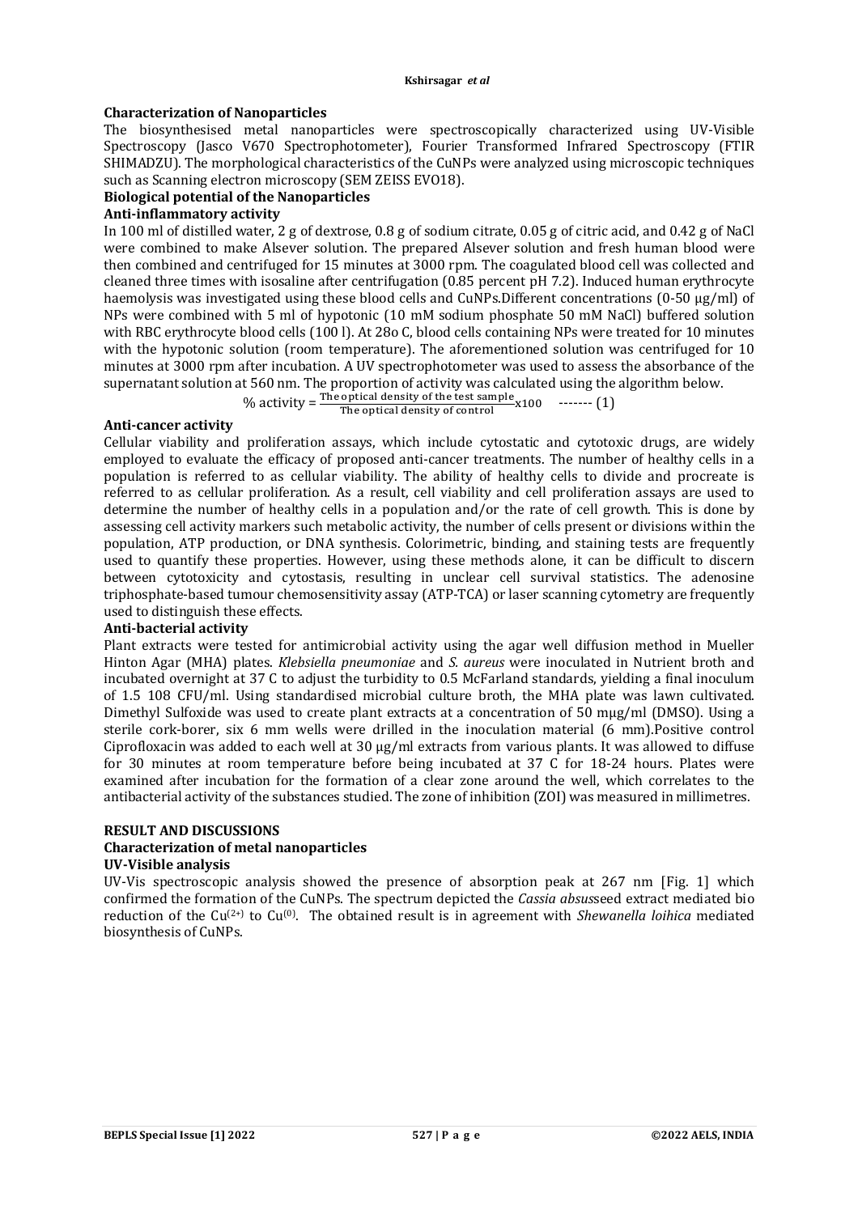**Characterization of Nanoparticles**

The biosynthesised metal nanoparticles were spectroscopically characterized using UV-Visible Spectroscopy (Jasco V670 Spectrophotometer), Fourier Transformed Infrared Spectroscopy (FTIR SHIMADZU). The morphological characteristics of the CuNPs were analyzed using microscopic techniques such as Scanning electron microscopy (SEM ZEISS EVO18).

**Biological potential of the Nanoparticles**

**Anti-inflammatory activity**

In 100 ml of distilled water, 2 g of dextrose, 0.8 g of sodium citrate, 0.05 g of citric acid, and 0.42 g of NaCl were combined to make Alsever solution. The prepared Alsever solution and fresh human blood were then combined and centrifuged for 15 minutes at 3000 rpm. The coagulated blood cell was collected and cleaned three times with isosaline after centrifugation (0.85 percent pH 7.2). Induced human erythrocyte haemolysis was investigated using these blood cells and CuNPs.Different concentrations (0-50 µg/ml) of NPs were combined with 5 ml of hypotonic (10 mM sodium phosphate 50 mM NaCl) buffered solution with RBC erythrocyte blood cells (100 l). At 28o C, blood cells containing NPs were treated for 10 minutes with the hypotonic solution (room temperature). The aforementioned solution was centrifuged for 10 minutes at 3000 rpm after incubation. A UV spectrophotometer was used to assess the absorbance of the supernatant solution at 560 nm. The proportion of activity was calculated using the algorithm below.

$$\% \text{ activity} = \frac{\text{The optical density of the test sample}}{\text{The optical density of control}} \text{x}100 \quad \text{-------} \ (1)$$

**Anti-cancer activity**

Cellular viability and proliferation assays, which include cytostatic and cytotoxic drugs, are widely employed to evaluate the efficacy of proposed anti-cancer treatments. The number of healthy cells in a population is referred to as cellular viability. The ability of healthy cells to divide and procreate is referred to as cellular proliferation. As a result, cell viability and cell proliferation assays are used to determine the number of healthy cells in a population and/or the rate of cell growth. This is done by assessing cell activity markers such metabolic activity, the number of cells present or divisions within the population, ATP production, or DNA synthesis. Colorimetric, binding, and staining tests are frequently used to quantify these properties. However, using these methods alone, it can be difficult to discern between cytotoxicity and cytostasis, resulting in unclear cell survival statistics. The adenosine triphosphate-based tumour chemosensitivity assay (ATP-TCA) or laser scanning cytometry are frequently used to distinguish these effects.

**Anti-bacterial activity**

Plant extracts were tested for antimicrobial activity using the agar well diffusion method in Mueller Hinton Agar (MHA) plates. *Klebsiella pneumoniae* and *S. aureus* were inoculated in Nutrient broth and incubated overnight at 37 C to adjust the turbidity to 0.5 McFarland standards, yielding a final inoculum of 1.5 108 CFU/ml. Using standardised microbial culture broth, the MHA plate was lawn cultivated. Dimethyl Sulfoxide was used to create plant extracts at a concentration of 50 mµg/ml (DMSO). Using a sterile cork-borer, six 6 mm wells were drilled in the inoculation material (6 mm).Positive control Ciprofloxacin was added to each well at 30 µg/ml extracts from various plants. It was allowed to diffuse for 30 minutes at room temperature before being incubated at 37 C for 18-24 hours. Plates were examined after incubation for the formation of a clear zone around the well, which correlates to the antibacterial activity of the substances studied. The zone of inhibition (ZOI) was measured in millimetres.

**RESULT AND DISCUSSIONS**

**Characterization of metal nanoparticles**

**UV-Visible analysis**

UV-Vis spectroscopic analysis showed the presence of absorption peak at 267 nm [Fig. 1] which confirmed the formation of the CuNPs. The spectrum depicted the *Cassia absus*seed extract mediated bio reduction of the $Cu^{(2+)}$ to $Cu^{(0)}$. The obtained result is in agreement with *Shewanella loihica* mediated biosynthesis of CuNPs.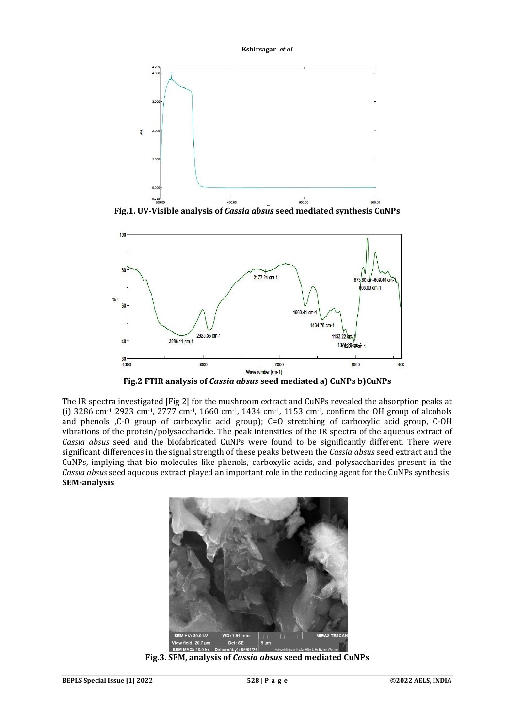Fig.1. UV-Visible analysis of *Cassia absus* seed mediated synthesis CuNPs

Fig.2 FTIR analysis of *Cassia absus* seed mediated a) CuNPs b)CuNPs

The IR spectra investigated [Fig 2] for the mushroom extract and CuNPs revealed the absorption peaks at (i) 3286 $cm^{-1}$, 2923 $cm^{-1}$, 2777 $cm^{-1}$, 1660 $cm^{-1}$, 1434 $cm^{-1}$, 1153 $cm^{-1}$, confirm the OH group of alcohols and phenols ,C-O group of carboxylic acid group); C=O stretching of carboxylic acid group, C-OH vibrations of the protein/polysaccharide. The peak intensities of the IR spectra of the aqueous extract of *Cassia absus* seed and the biofabricated CuNPs were found to be significantly different. There were significant differences in the signal strength of these peaks between the *Cassia absus* seed extract and the CuNPs, implying that bio molecules like phenols, carboxylic acids, and polysaccharides present in the *Cassia absus* seed aqueous extract played an important role in the reducing agent for the CuNPs synthesis.

**SEM-analysis**

Fig.3. SEM, analysis of *Cassia absus* seed mediated CuNPs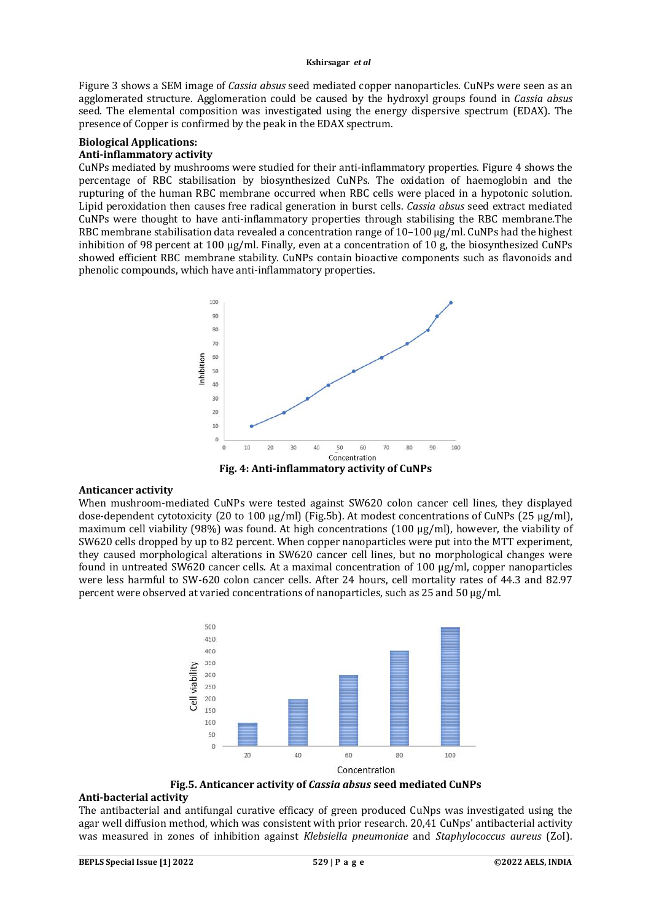Figure 3 shows a SEM image of *Cassia absus* seed mediated copper nanoparticles. CuNPs were seen as an agglomerated structure. Agglomeration could be caused by the hydroxyl groups found in *Cassia absus* seed. The elemental composition was investigated using the energy dispersive spectrum (EDAX). The presence of Copper is confirmed by the peak in the EDAX spectrum.

**Biological Applications:**

**Anti-inflammatory activity**

CuNPs mediated by mushrooms were studied for their anti-inflammatory properties. Figure 4 shows the percentage of RBC stabilisation by biosynthesized CuNPs. The oxidation of haemoglobin and the rupturing of the human RBC membrane occurred when RBC cells were placed in a hypotonic solution. Lipid peroxidation then causes free radical generation in burst cells. *Cassia absus* seed extract mediated CuNPs were thought to have anti-inflammatory properties through stabilising the RBC membrane.The RBC membrane stabilisation data revealed a concentration range of 10–100 μg/ml. CuNPs had the highest inhibition of 98 percent at 100 μg/ml. Finally, even at a concentration of 10 g, the biosynthesized CuNPs showed efficient RBC membrane stability. CuNPs contain bioactive components such as flavonoids and phenolic compounds, which have anti-inflammatory properties.

**Fig. 4: Anti-inflammatory activity of CuNPs**

**Anticancer activity**

When mushroom-mediated CuNPs were tested against SW620 colon cancer cell lines, they displayed dose-dependent cytotoxicity (20 to 100 μg/ml) (Fig.5b). At modest concentrations of CuNPs (25 μg/ml), maximum cell viability (98%) was found. At high concentrations (100 μg/ml), however, the viability of SW620 cells dropped by up to 82 percent. When copper nanoparticles were put into the MTT experiment, they caused morphological alterations in SW620 cancer cell lines, but no morphological changes were found in untreated SW620 cancer cells. At a maximal concentration of 100 μg/ml, copper nanoparticles were less harmful to SW-620 colon cancer cells. After 24 hours, cell mortality rates of 44.3 and 82.97 percent were observed at varied concentrations of nanoparticles, such as 25 and 50 μg/ml.

**Fig.5. Anticancer activity of *Cassia absus* seed mediated CuNPs**

**Anti-bacterial activity**

The antibacterial and antifungal curative efficacy of green produced CuNps was investigated using the agar well diffusion method, which was consistent with prior research. 20,41 CuNps' antibacterial activity was measured in zones of inhibition against *Klebsiella pneumoniae* and *Staphylococcus aureus* (ZoI).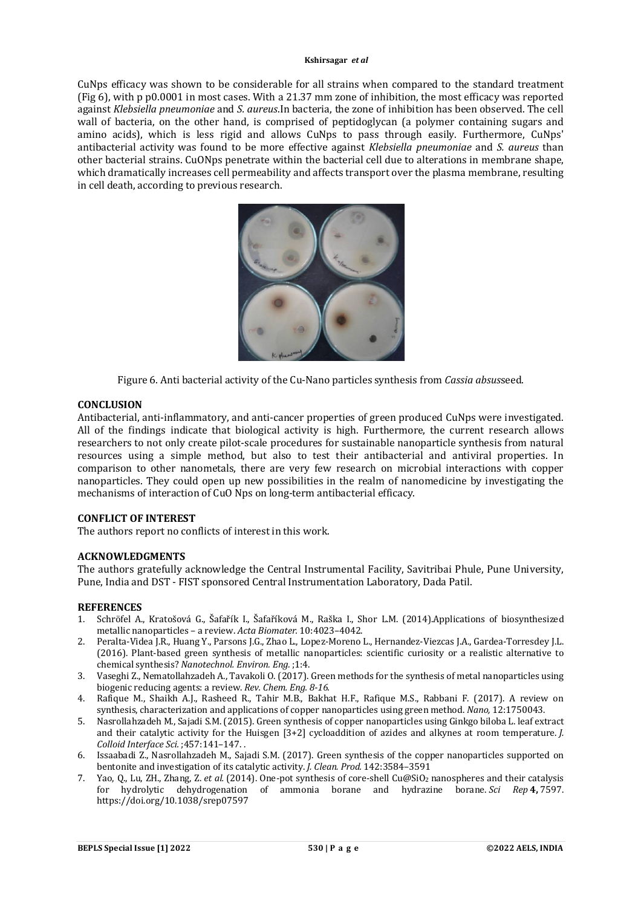CuNps efficacy was shown to be considerable for all strains when compared to the standard treatment (Fig 6), with p p0.0001 in most cases. With a 21.37 mm zone of inhibition, the most efficacy was reported against *Klebsiella pneumoniae* and *S. aureus*.In bacteria, the zone of inhibition has been observed. The cell wall of bacteria, on the other hand, is comprised of peptidoglycan (a polymer containing sugars and amino acids), which is less rigid and allows CuNps to pass through easily. Furthermore, CuNps' antibacterial activity was found to be more effective against *Klebsiella pneumoniae* and *S. aureus* than other bacterial strains. CuONps penetrate within the bacterial cell due to alterations in membrane shape, which dramatically increases cell permeability and affects transport over the plasma membrane, resulting in cell death, according to previous research.

Figure 6. Anti bacterial activity of the Cu-Nano particles synthesis from *Cassia absus*seed.

## CONCLUSION

Antibacterial, anti-inflammatory, and anti-cancer properties of green produced CuNps were investigated. All of the findings indicate that biological activity is high. Furthermore, the current research allows researchers to not only create pilot-scale procedures for sustainable nanoparticle synthesis from natural resources using a simple method, but also to test their antibacterial and antiviral properties. In comparison to other nanometals, there are very few research on microbial interactions with copper nanoparticles. They could open up new possibilities in the realm of nanomedicine by investigating the mechanisms of interaction of CuO Nps on long-term antibacterial efficacy.

## CONFLICT OF INTEREST

The authors report no conflicts of interest in this work.

## ACKNOWLEDGMENTS

The authors gratefully acknowledge the Central Instrumental Facility, Savitribai Phule, Pune University, Pune, India and DST - FIST sponsored Central Instrumentation Laboratory, Dada Patil.

## REFERENCES

1. Schröfel A., Kratošová G., Šafařík I., Šafaříková M., Raška I., Shor L.M. (2014).Applications of biosynthesized metallic nanoparticles – a review. *Acta Biomater.* 10:4023–4042.
2. Peralta-Videa J.R., Huang Y., Parsons J.G., Zhao L., Lopez-Moreno L., Hernandez-Viezcas J.A., Gardea-Torresdey J.L. (2016). Plant-based green synthesis of metallic nanoparticles: scientific curiosity or a realistic alternative to chemical synthesis? *Nanotechnol. Environ. Eng.* ;1:4.
3. Vaseghi Z., Nematollahzadeh A., Tavakoli O. (2017). Green methods for the synthesis of metal nanoparticles using biogenic reducing agents: a review. *Rev. Chem. Eng. 8-16*.
4. Rafique M., Shaikh A.J., Rasheed R., Tahir M.B., Bakhat H.F., Rafique M.S., Rabbani F. (2017). A review on synthesis, characterization and applications of copper nanoparticles using green method. *Nano,* 12:1750043.
5. Nasrollahzadeh M., Sajadi S.M. (2015). Green synthesis of copper nanoparticles using Ginkgo biloba L. leaf extract and their catalytic activity for the Huisgen [3+2] cycloaddition of azides and alkynes at room temperature. *J. Colloid Interface Sci.* ;457:141–147. .
6. Issaabadi Z., Nasrollahzadeh M., Sajadi S.M. (2017). Green synthesis of the copper nanoparticles supported on bentonite and investigation of its catalytic activity. *J. Clean. Prod.* 142:3584–3591
7. Yao, Q., Lu, ZH., Zhang, Z. *et al.* (2014). One-pot synthesis of core-shell Cu@$SiO_2$ nanospheres and their catalysis for hydrolytic dehydrogenation of ammonia borane and hydrazine borane. *Sci Rep* **4,** 7597. https://doi.org/10.1038/srep07597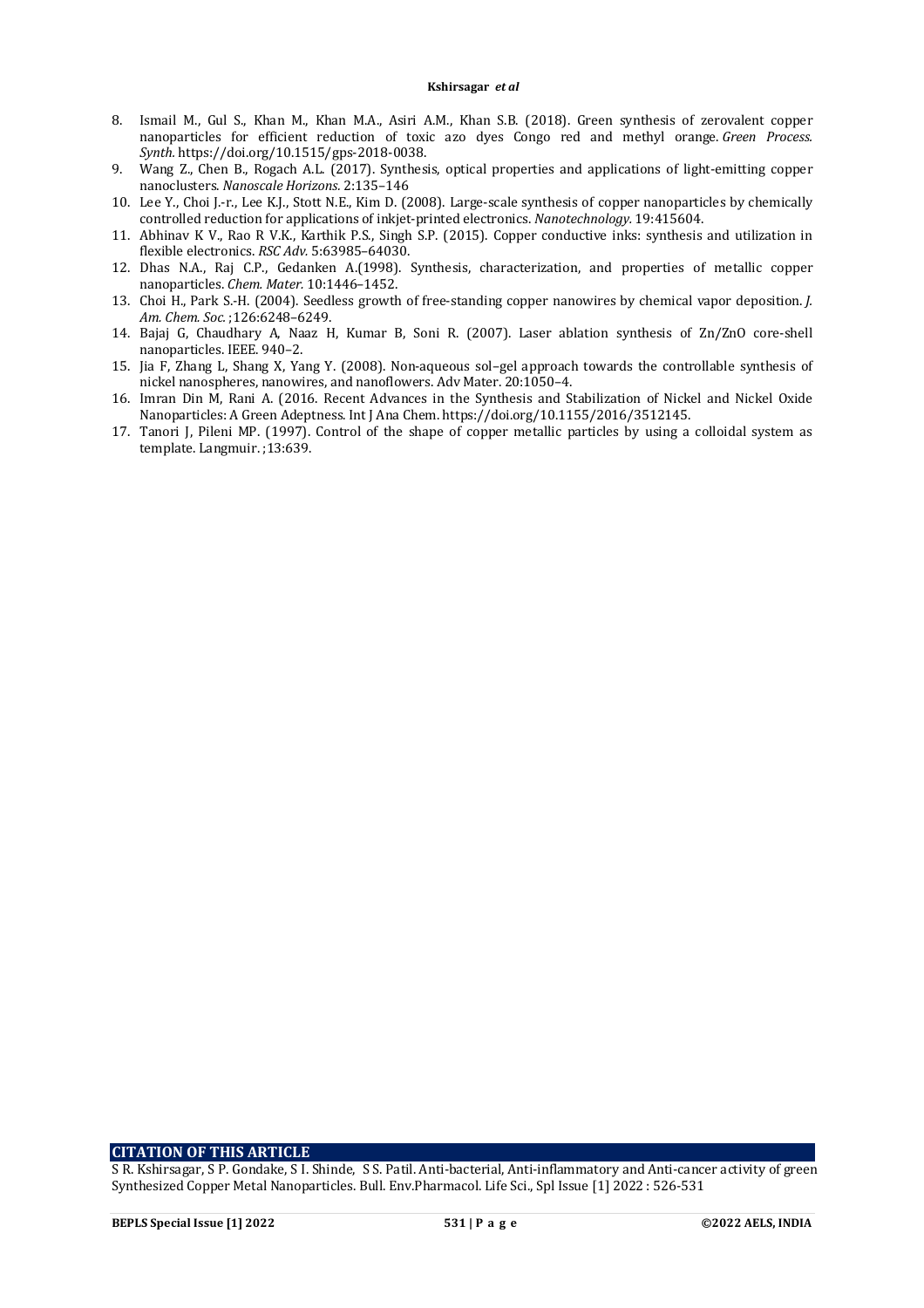8. Ismail M., Gul S., Khan M., Khan M.A., Asiri A.M., Khan S.B. (2018). Green synthesis of zerovalent copper nanoparticles for efficient reduction of toxic azo dyes Congo red and methyl orange. *Green Process. Synth.* https://doi.org/10.1515/gps-2018-0038.
9. Wang Z., Chen B., Rogach A.L. (2017). Synthesis, optical properties and applications of light-emitting copper nanoclusters. *Nanoscale Horizons*. 2:135–146
10. Lee Y., Choi J.-r., Lee K.J., Stott N.E., Kim D. (2008). Large-scale synthesis of copper nanoparticles by chemically controlled reduction for applications of inkjet-printed electronics. *Nanotechnology.* 19:415604.
11. Abhinav K V., Rao R V.K., Karthik P.S., Singh S.P. (2015). Copper conductive inks: synthesis and utilization in flexible electronics. *RSC Adv.* 5:63985–64030.
12. Dhas N.A., Raj C.P., Gedanken A.(1998). Synthesis, characterization, and properties of metallic copper nanoparticles. *Chem. Mater.* 10:1446–1452.
13. Choi H., Park S.-H. (2004). Seedless growth of free-standing copper nanowires by chemical vapor deposition. *J. Am. Chem. Soc.* ;126:6248–6249.
14. Bajaj G, Chaudhary A, Naaz H, Kumar B, Soni R. (2007). Laser ablation synthesis of Zn/ZnO core-shell nanoparticles. IEEE. 940–2.
15. Jia F, Zhang L, Shang X, Yang Y. (2008). Non-aqueous sol–gel approach towards the controllable synthesis of nickel nanospheres, nanowires, and nanoflowers. Adv Mater. 20:1050–4.
16. Imran Din M, Rani A. (2016. Recent Advances in the Synthesis and Stabilization of Nickel and Nickel Oxide Nanoparticles: A Green Adeptness. Int J Ana Chem. https://doi.org/10.1155/2016/3512145.
17. Tanori J, Pileni MP. (1997). Control of the shape of copper metallic particles by using a colloidal system as template. Langmuir. ;13:639.

**CITATION OF THIS ARTICLE**

S R. Kshirsagar, S P. Gondake, S I. Shinde, S S. Patil. Anti-bacterial, Anti-inflammatory and Anti-cancer activity of green Synthesized Copper Metal Nanoparticles. Bull. Env.Pharmacol. Life Sci., Spl Issue [1] 2022 : 526-531